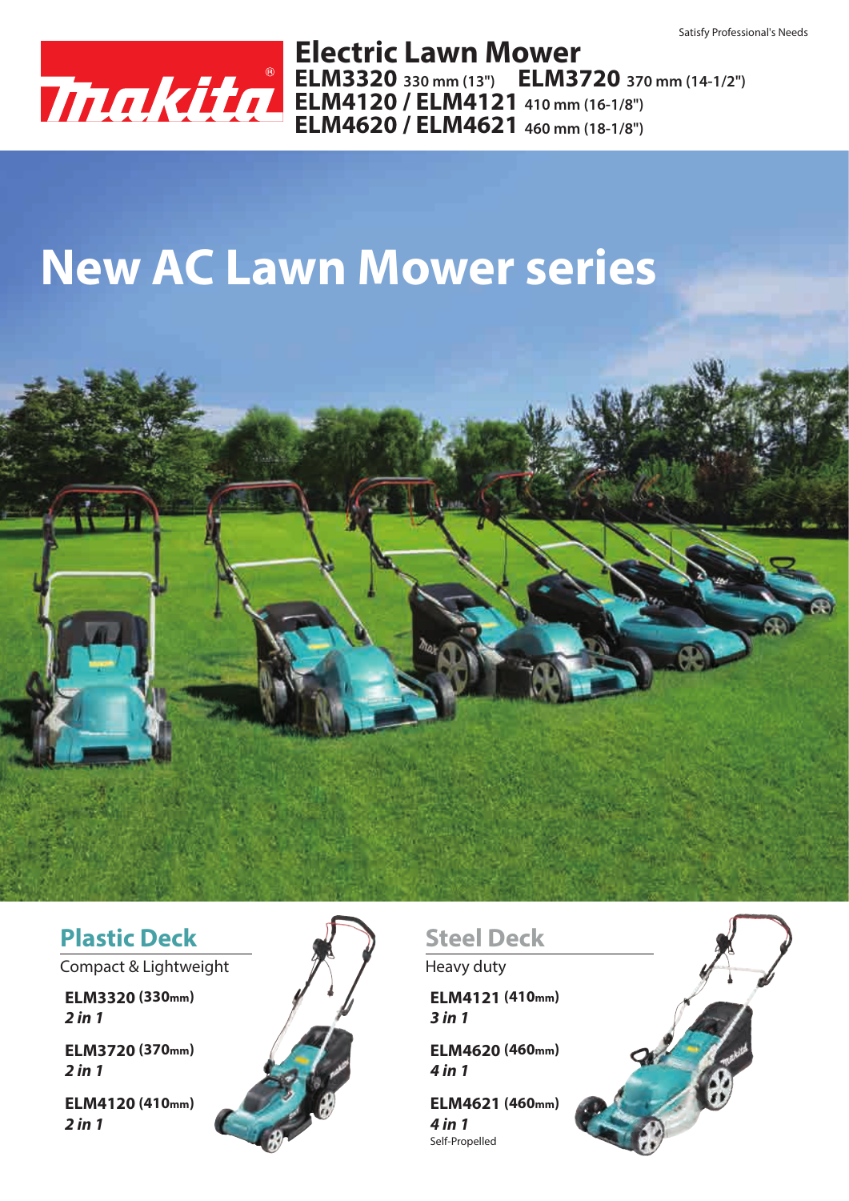Satisfy Professional's Needs

# Electric Lawn Mower

**ELM3320** 330 mm (13") **ELM3720** 370 mm (14-1/2")
**ELM4120 / ELM4121** 410 mm (16-1/8")
**ELM4620 / ELM4621** 460 mm (18-1/8")

# New AC Lawn Mower series

## Plastic Deck

Compact & Lightweight

**ELM3320 (330mm)**
***2 in 1***

**ELM3720 (370mm)**
***2 in 1***

**ELM4120 (410mm)**
***2 in 1***

## Steel Deck

Heavy duty

**ELM4121 (410mm)**
***3 in 1***

**ELM4620 (460mm)**
***4 in 1***

**ELM4621 (460mm)**
***4 in 1***
Self-Propelled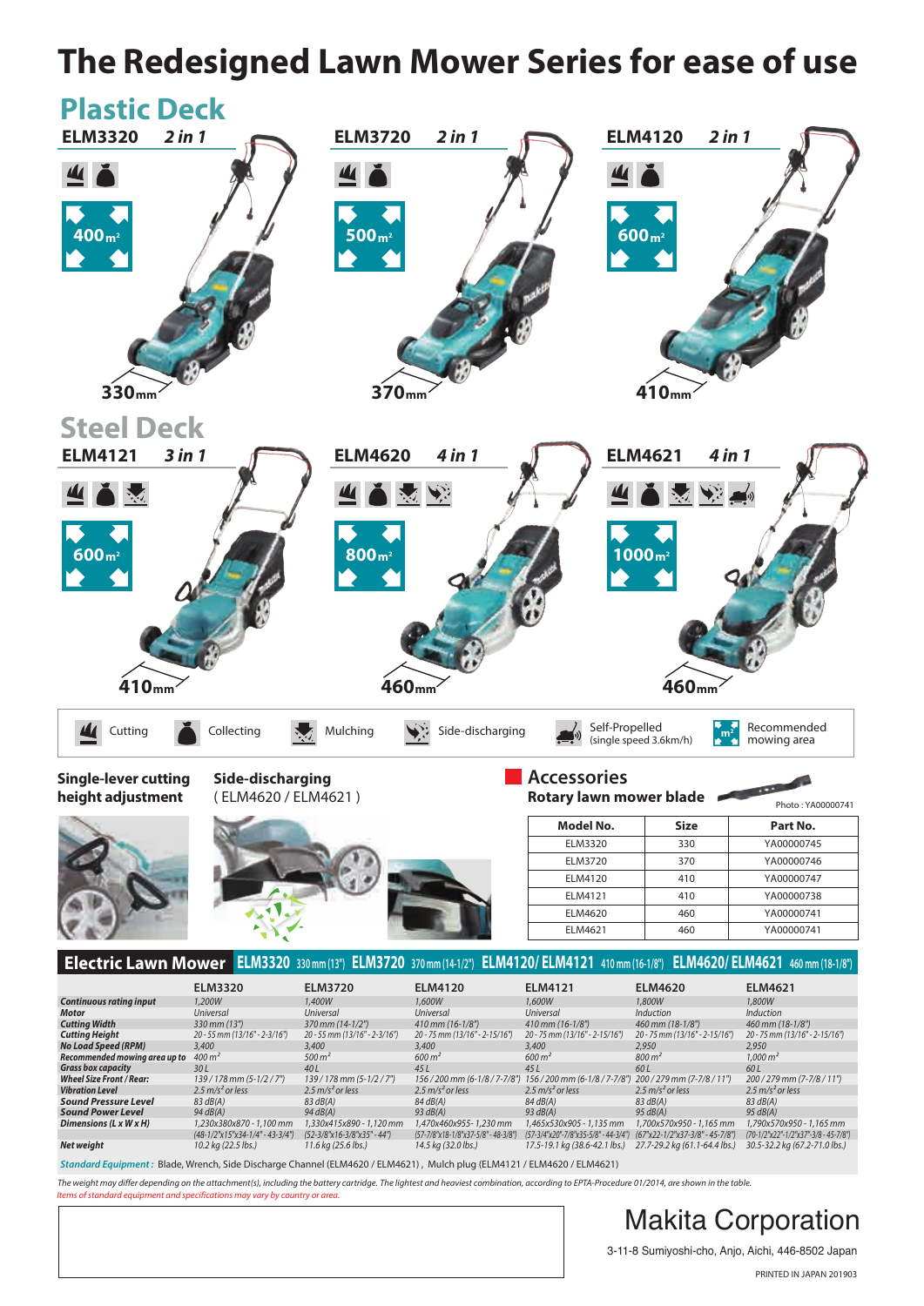# The Redesigned Lawn Mower Series for ease of use

## Plastic Deck

**ELM3320** *2 in 1*

400m²

330mm

**ELM3720** *2 in 1*

500m²

370mm

**ELM4120** *2 in 1*

600m²

410mm

## Steel Deck

**ELM4121** *3 in 1*

600m²

410mm

**ELM4620** *4 in 1*

800m²

460mm

**ELM4621** *4 in 1*

1000m²

460mm

Cutting | Collecting | Mulching | Side-discharging | Self-Propelled (single speed 3.6km/h) | Recommended mowing area

**Single-lever cutting height adjustment**

**Side-discharging**
( ELM4620 / ELM4621 )

## Accessories

**Rotary lawn mower blade**

Photo : YA00000741

| Model No. | Size | Part No. |
|---|---|---|
| ELM3320 | 330 | YA00000745 |
| ELM3720 | 370 | YA00000746 |
| ELM4120 | 410 | YA00000747 |
| ELM4121 | 410 | YA00000738 |
| ELM4620 | 460 | YA00000741 |
| ELM4621 | 460 | YA00000741 |

## Electric Lawn Mower

ELM3320 330 mm (13") ELM3720 370 mm (14-1/2") ELM4120/ ELM4121 410 mm (16-1/8") ELM4620/ ELM4621 460 mm (18-1/8")

| | ELM3320 | ELM3720 | ELM4120 | ELM4121 | ELM4620 | ELM4621 |
|---|---|---|---|---|---|---|
| Continuous rating input | 1,200W | 1,400W | 1,600W | 1,600W | 1,800W | 1,800W |
| Motor | Universal | Universal | Universal | Universal | Induction | Induction |
| Cutting Width | 330 mm (13") | 370 mm (14-1/2") | 410 mm (16-1/8") | 410 mm (16-1/8") | 460 mm (18-1/8") | 460 mm (18-1/8") |
| Cutting Height | 20 - 55 mm (13/16" - 2-3/16") | 20 - 55 mm (13/16" - 2-3/16") | 20 - 75 mm (13/16" - 2-15/16") | 20 - 75 mm (13/16" - 2-15/16") | 20 - 75 mm (13/16" - 2-15/16") | 20 - 75 mm (13/16" - 2-15/16") |
| No Load Speed (RPM) | 3,400 | 3,400 | 3,400 | 3,400 | 2,950 | 2,950 |
| Recommended mowing area up to | 400 m² | 500 m² | 600 m² | 600 m² | 800 m² | 1,000 m² |
| Grass box capacity | 30 L | 40 L | 45 L | 45 L | 60 L | 60 L |
| Wheel Size Front / Rear: | 139 / 178 mm (5-1/2 / 7") | 139 / 178 mm (5-1/2 / 7") | 156 / 200 mm (6-1/8 / 7-7/8") | 156 / 200 mm (6-1/8 / 7-7/8") | 200 / 279 mm (7-7/8 / 11") | 200 / 279 mm (7-7/8 / 11") |
| Vibration Level | 2.5 m/s² or less | 2.5 m/s² or less | 2.5 m/s² or less | 2.5 m/s² or less | 2.5 m/s² or less | 2.5 m/s² or less |
| Sound Pressure Level | 83 dB(A) | 83 dB(A) | 84 dB(A) | 84 dB(A) | 83 dB(A) | 83 dB(A) |
| Sound Power Level | 94 dB(A) | 94 dB(A) | 93 dB(A) | 93 dB(A) | 95 dB(A) | 95 dB(A) |
| Dimensions (L x W x H) | 1,230x380x870 - 1,100 mm (48-1/2"x15"x34-1/4" - 43-3/4") | 1,330x415x890 - 1,120 mm (52-3/8"x16-3/8"x35" - 44") | 1,470x460x955 - 1,230 mm (57-7/8"x18-1/8"x37-5/8" - 48-3/8") | 1,465x530x905 - 1,135 mm (57-3/4"x20"-7/8"x35-5/8" - 44-3/4") | 1,700x570x950 - 1,165 mm (67"x22-1/2"x37-3/8" - 45-7/8") | 1,790x570x950 - 1,165 mm (70-1/2"x22"-1/2"x37-3/8 - 45-7/8") |
| Net weight | 10.2 kg (22.5 lbs.) | 11.6 kg (25.6 lbs.) | 14.5 kg (32.0 lbs.) | 17.5-19.1 kg (38.6-42.1 lbs.) | 27.7-29.2 kg (61.1-64.4 lbs.) | 30.5-32.2 kg (67.2-71.0 lbs.) |

*Standard Equipment :* Blade, Wrench, Side Discharge Channel (ELM4620 / ELM4621) , Mulch plug (ELM4121 / ELM4620 / ELM4621)

*The weight may differ depending on the attachment(s), including the battery cartridge. The lightest and heaviest combination, according to EPTA-Procedure 01/2014, are shown in the table.*
*Items of standard equipment and specifications may vary by country or area.*

Makita Corporation

3-11-8 Sumiyoshi-cho, Anjo, Aichi, 446-8502 Japan

PRINTED IN JAPAN 201903